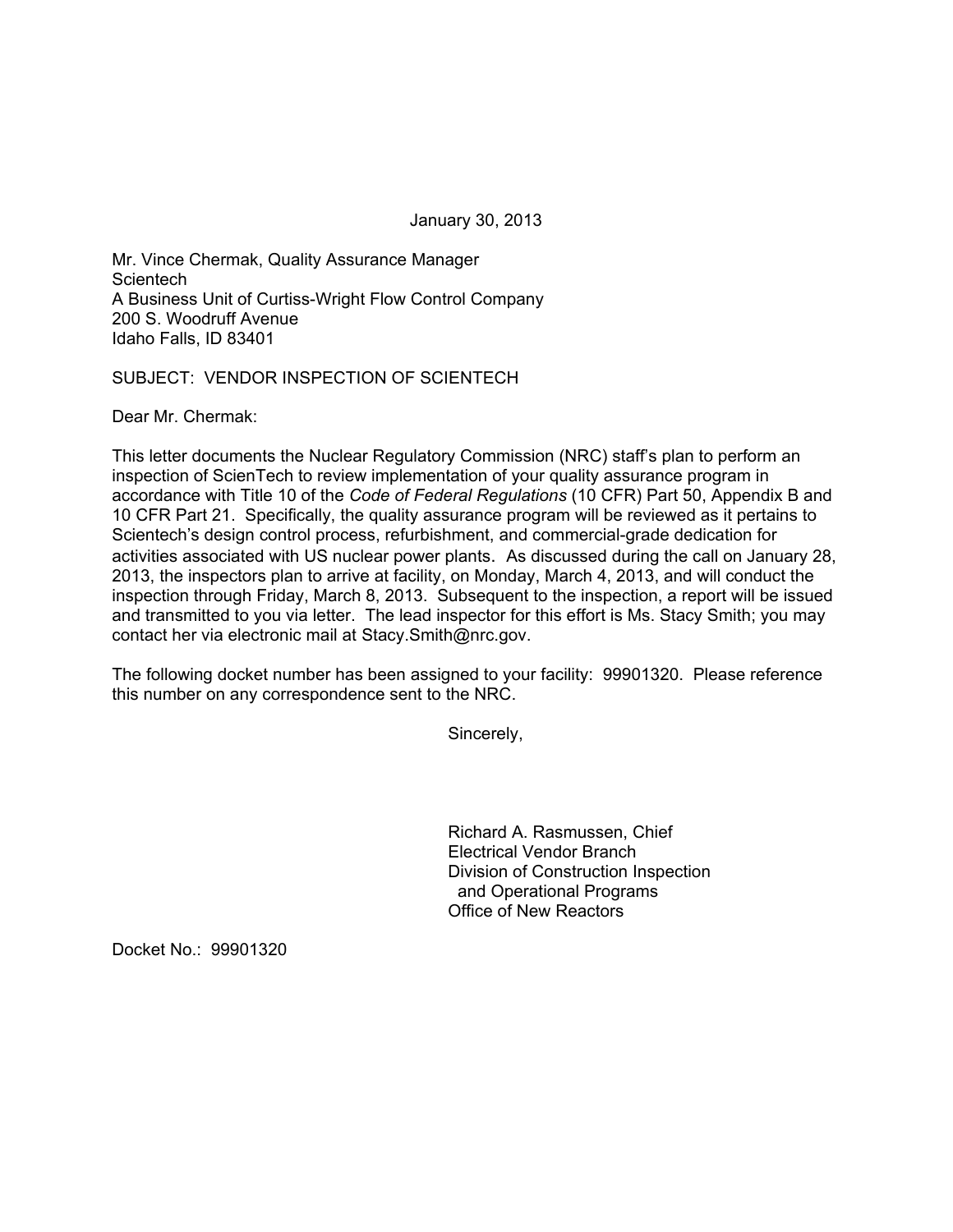January 30, 2013

Mr. Vince Chermak, Quality Assurance Manager
Scientech
A Business Unit of Curtiss-Wright Flow Control Company
200 S. Woodruff Avenue
Idaho Falls, ID 83401

SUBJECT: VENDOR INSPECTION OF SCIENTECH

Dear Mr. Chermak:

This letter documents the Nuclear Regulatory Commission (NRC) staff's plan to perform an inspection of ScienTech to review implementation of your quality assurance program in accordance with Title 10 of the *Code of Federal Regulations* (10 CFR) Part 50, Appendix B and 10 CFR Part 21. Specifically, the quality assurance program will be reviewed as it pertains to Scientech's design control process, refurbishment, and commercial-grade dedication for activities associated with US nuclear power plants. As discussed during the call on January 28, 2013, the inspectors plan to arrive at facility, on Monday, March 4, 2013, and will conduct the inspection through Friday, March 8, 2013. Subsequent to the inspection, a report will be issued and transmitted to you via letter. The lead inspector for this effort is Ms. Stacy Smith; you may contact her via electronic mail at Stacy.Smith@nrc.gov.

The following docket number has been assigned to your facility: 99901320. Please reference this number on any correspondence sent to the NRC.

Sincerely,

Richard A. Rasmussen, Chief
Electrical Vendor Branch
Division of Construction Inspection
and Operational Programs
Office of New Reactors

Docket No.: 99901320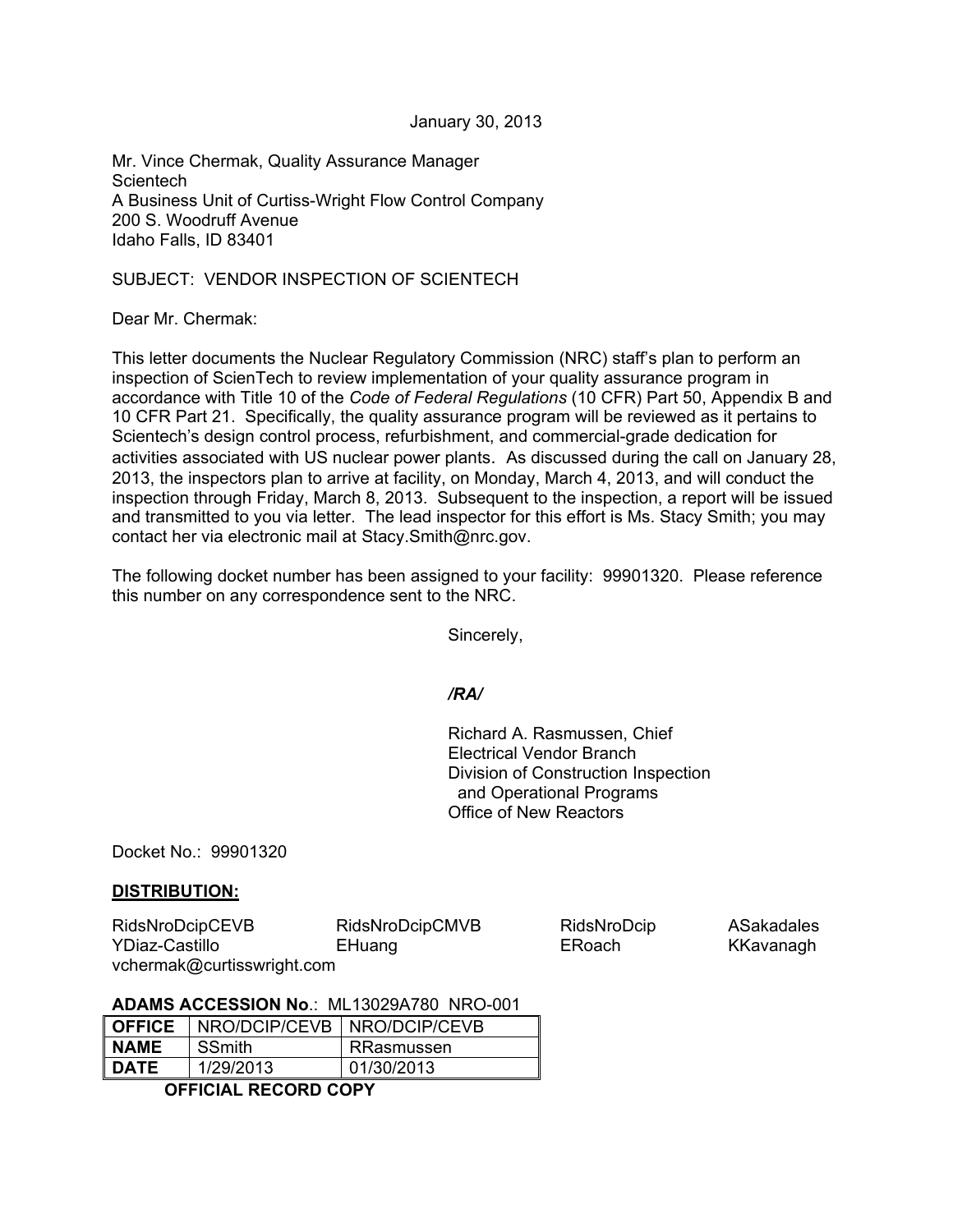January 30, 2013

Mr. Vince Chermak, Quality Assurance Manager
Scientech
A Business Unit of Curtiss-Wright Flow Control Company
200 S. Woodruff Avenue
Idaho Falls, ID 83401

SUBJECT: VENDOR INSPECTION OF SCIENTECH

Dear Mr. Chermak:

This letter documents the Nuclear Regulatory Commission (NRC) staff's plan to perform an inspection of ScienTech to review implementation of your quality assurance program in accordance with Title 10 of the *Code of Federal Regulations* (10 CFR) Part 50, Appendix B and 10 CFR Part 21. Specifically, the quality assurance program will be reviewed as it pertains to Scientech's design control process, refurbishment, and commercial-grade dedication for activities associated with US nuclear power plants. As discussed during the call on January 28, 2013, the inspectors plan to arrive at facility, on Monday, March 4, 2013, and will conduct the inspection through Friday, March 8, 2013. Subsequent to the inspection, a report will be issued and transmitted to you via letter. The lead inspector for this effort is Ms. Stacy Smith; you may contact her via electronic mail at Stacy.Smith@nrc.gov.

The following docket number has been assigned to your facility: 99901320. Please reference this number on any correspondence sent to the NRC.

Sincerely,

*/RA/*

Richard A. Rasmussen, Chief
Electrical Vendor Branch
Division of Construction Inspection
and Operational Programs
Office of New Reactors

Docket No.: 99901320

**DISTRIBUTION:**

RidsNroDcipCEVB RidsNroDcipCMVB RidsNroDcip ASakadales
YDiaz-Castillo EHuang ERoach KKavanagh
vchermak@curtisswright.com

**ADAMS ACCESSION No**.: ML13029A780 NRO-001

| **OFFICE** | NRO/DCIP/CEVB | NRO/DCIP/CEVB |
|---|---|---|
| **NAME** | SSmith | RRasmussen |
| **DATE** | 1/29/2013 | 01/30/2013 |

**OFFICIAL RECORD COPY**